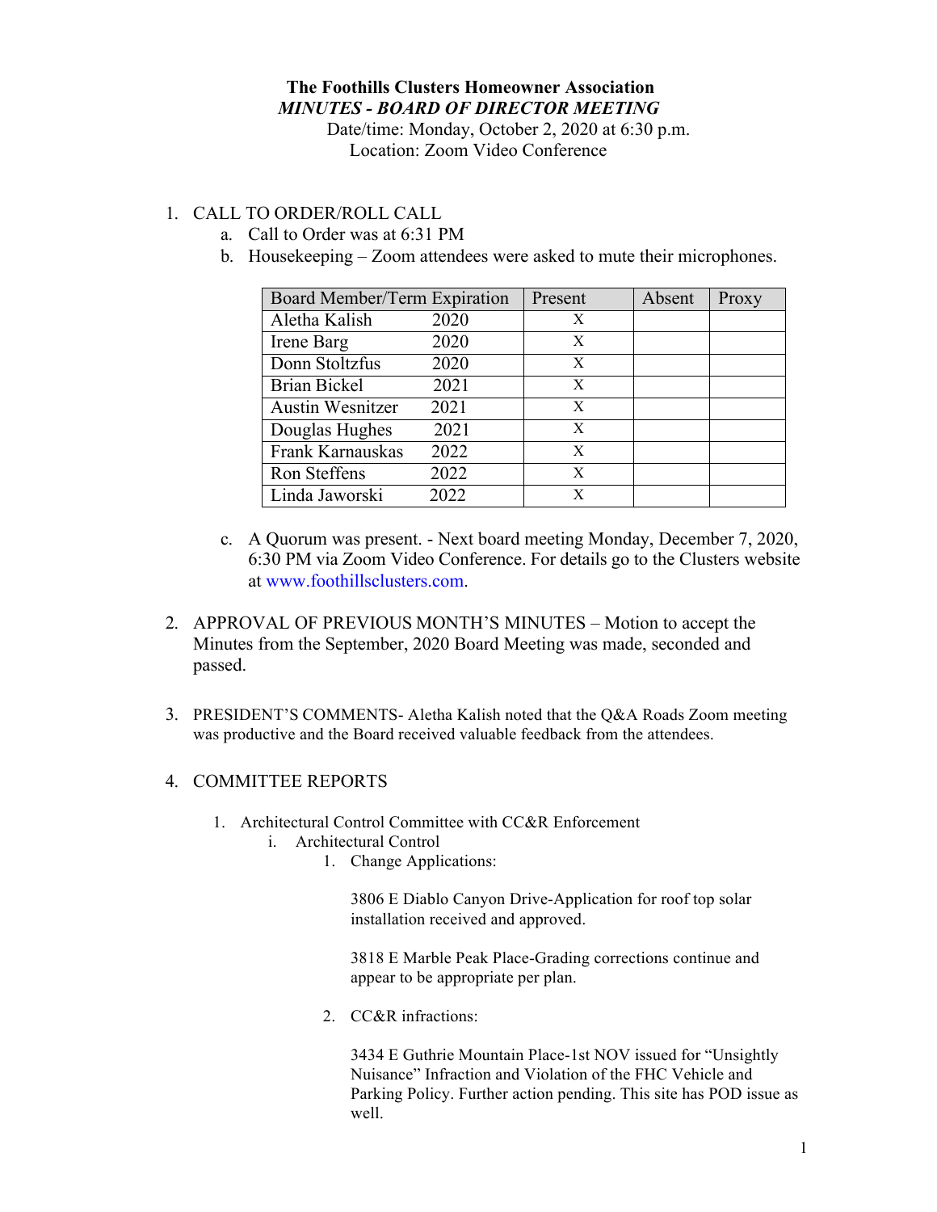# The Foothills Clusters Homeowner Association

## *MINUTES - BOARD OF DIRECTOR MEETING*

Date/time: Monday, October 2, 2020 at 6:30 p.m.
Location: Zoom Video Conference

1. CALL TO ORDER/ROLL CALL
   a. Call to Order was at 6:31 PM
   b. Housekeeping – Zoom attendees were asked to mute their microphones.

| Board Member/Term Expiration | Present | Absent | Proxy |
|---|---|---|---|
| Aletha Kalish 2020 | X | | |
| Irene Barg 2020 | X | | |
| Donn Stoltzfus 2020 | X | | |
| Brian Bickel 2021 | X | | |
| Austin Wesnitzer 2021 | X | | |
| Douglas Hughes 2021 | X | | |
| Frank Karnauskas 2022 | X | | |
| Ron Steffens 2022 | X | | |
| Linda Jaworski 2022 | X | | |

   c. A Quorum was present. - Next board meeting Monday, December 7, 2020, 6:30 PM via Zoom Video Conference. For details go to the Clusters website at www.foothillsclusters.com.

2. APPROVAL OF PREVIOUS MONTH'S MINUTES – Motion to accept the Minutes from the September, 2020 Board Meeting was made, seconded and passed.

3. PRESIDENT'S COMMENTS- Aletha Kalish noted that the Q&A Roads Zoom meeting was productive and the Board received valuable feedback from the attendees.

4. COMMITTEE REPORTS
   1. Architectural Control Committee with CC&R Enforcement
      i. Architectural Control
         1. Change Applications:

            3806 E Diablo Canyon Drive-Application for roof top solar installation received and approved.

            3818 E Marble Peak Place-Grading corrections continue and appear to be appropriate per plan.

         2. CC&R infractions:

            3434 E Guthrie Mountain Place-1st NOV issued for "Unsightly Nuisance" Infraction and Violation of the FHC Vehicle and Parking Policy. Further action pending. This site has POD issue as well.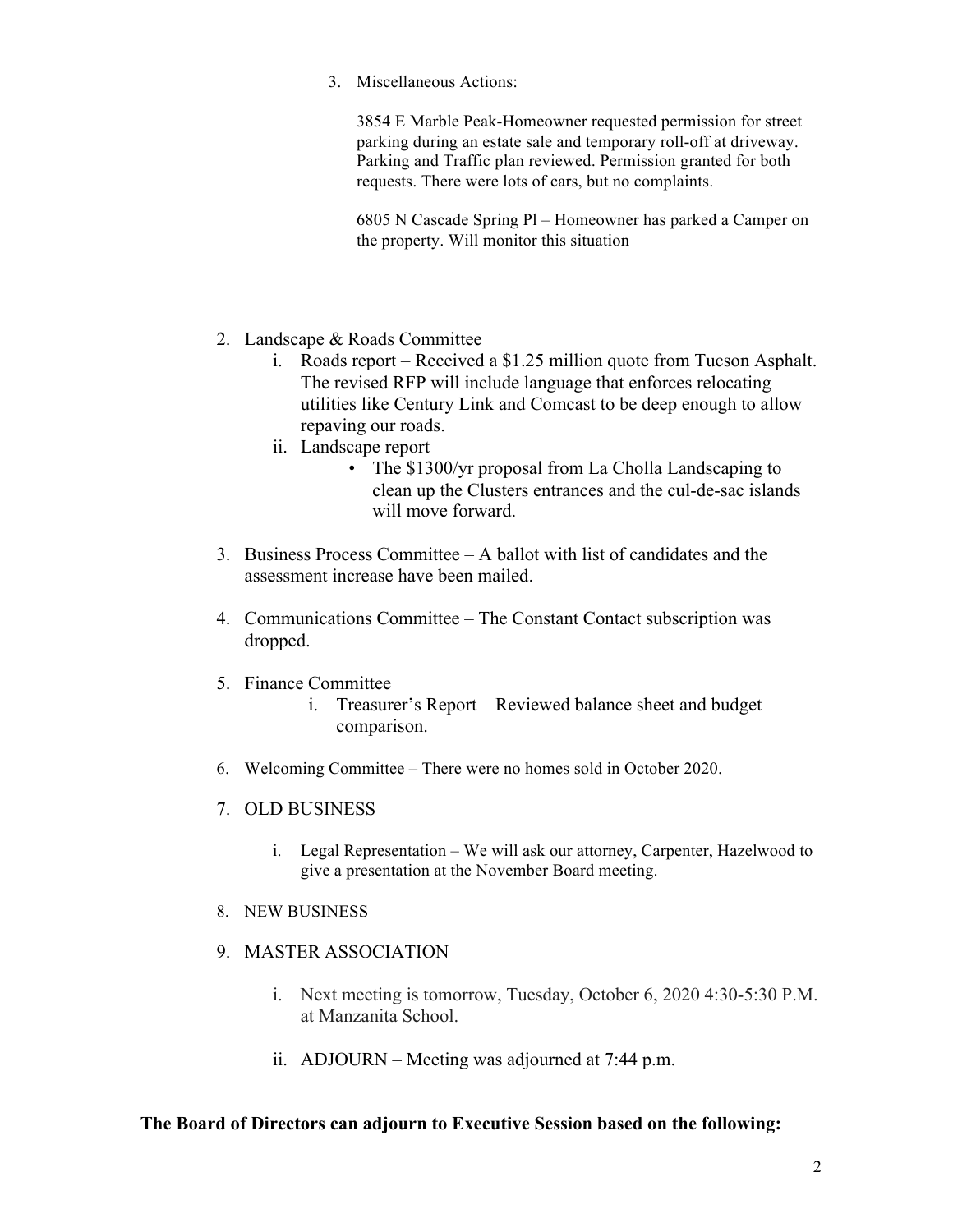3. Miscellaneous Actions:

   3854 E Marble Peak-Homeowner requested permission for street parking during an estate sale and temporary roll-off at driveway. Parking and Traffic plan reviewed. Permission granted for both requests. There were lots of cars, but no complaints.

   6805 N Cascade Spring Pl – Homeowner has parked a Camper on the property. Will monitor this situation

2. Landscape & Roads Committee
   i. Roads report – Received a $1.25 million quote from Tucson Asphalt. The revised RFP will include language that enforces relocating utilities like Century Link and Comcast to be deep enough to allow repaving our roads.
   ii. Landscape report –
       - The $1300/yr proposal from La Cholla Landscaping to clean up the Clusters entrances and the cul-de-sac islands will move forward.

3. Business Process Committee – A ballot with list of candidates and the assessment increase have been mailed.

4. Communications Committee – The Constant Contact subscription was dropped.

5. Finance Committee
   i. Treasurer's Report – Reviewed balance sheet and budget comparison.

6. Welcoming Committee – There were no homes sold in October 2020.

7. OLD BUSINESS

   i. Legal Representation – We will ask our attorney, Carpenter, Hazelwood to give a presentation at the November Board meeting.

8. NEW BUSINESS

9. MASTER ASSOCIATION

   i. Next meeting is tomorrow, Tuesday, October 6, 2020 4:30-5:30 P.M. at Manzanita School.

   ii. ADJOURN – Meeting was adjourned at 7:44 p.m.

**The Board of Directors can adjourn to Executive Session based on the following:**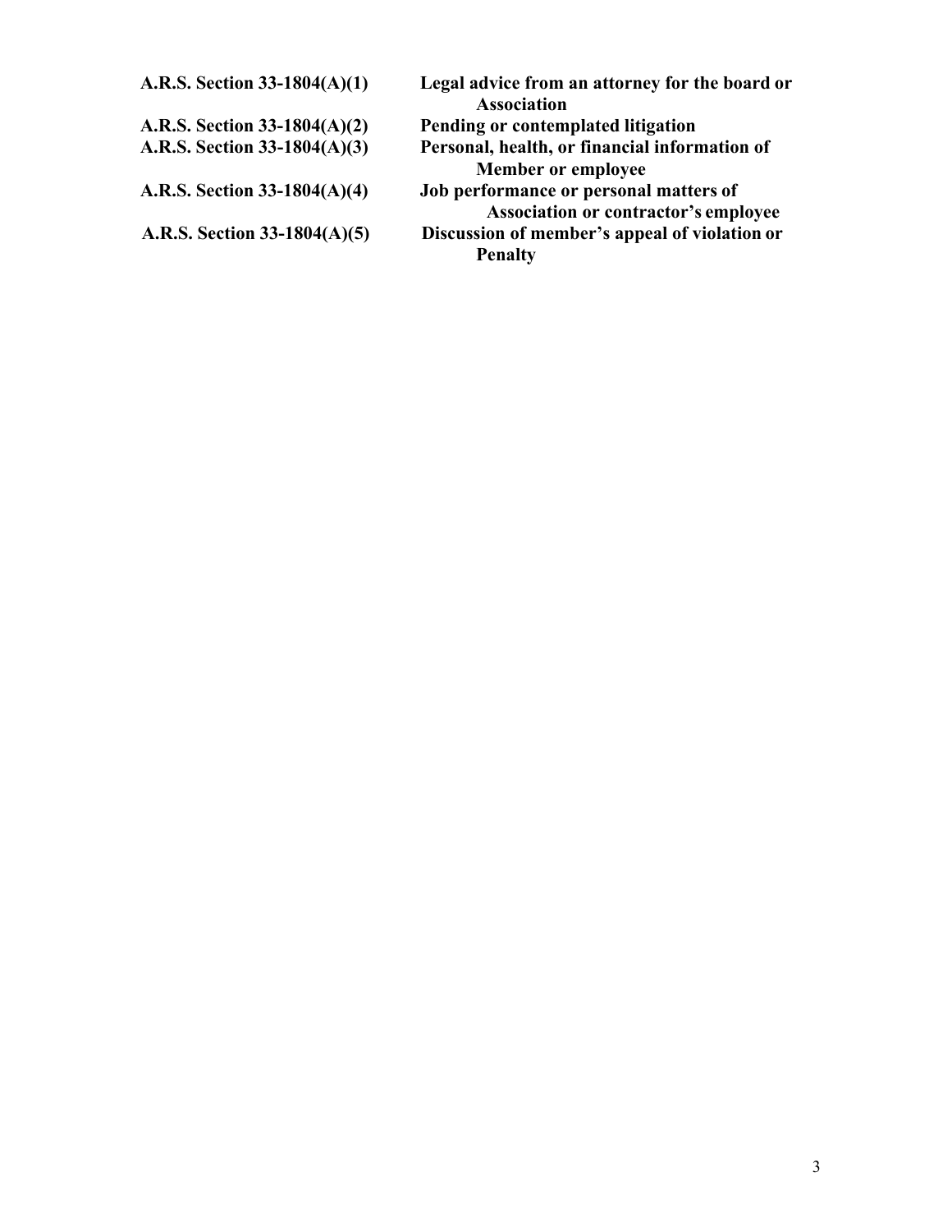| | |
|---|---|
| **A.R.S. Section 33-1804(A)(1)** | **Legal advice from an attorney for the board or Association** |
| **A.R.S. Section 33-1804(A)(2)** | **Pending or contemplated litigation** |
| **A.R.S. Section 33-1804(A)(3)** | **Personal, health, or financial information of Member or employee** |
| **A.R.S. Section 33-1804(A)(4)** | **Job performance or personal matters of Association or contractor's employee** |
| **A.R.S. Section 33-1804(A)(5)** | **Discussion of member's appeal of violation or Penalty** |